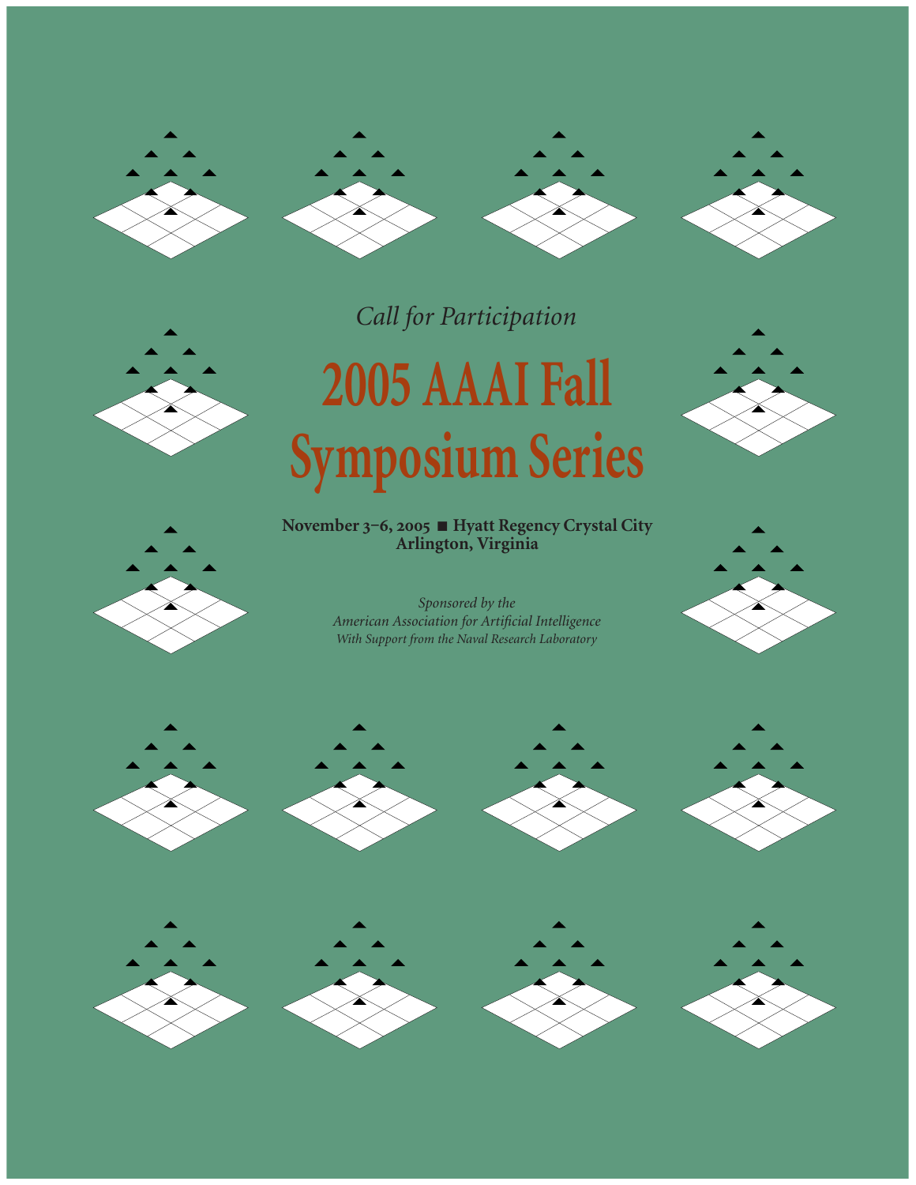*Call for Participation*

# 2005 AAAI Fall Symposium Series

**November 3–6, 2005 ■ Hyatt Regency Crystal City**
**Arlington, Virginia**

*Sponsored by the*
*American Association for Artificial Intelligence*
*With Support from the Naval Research Laboratory*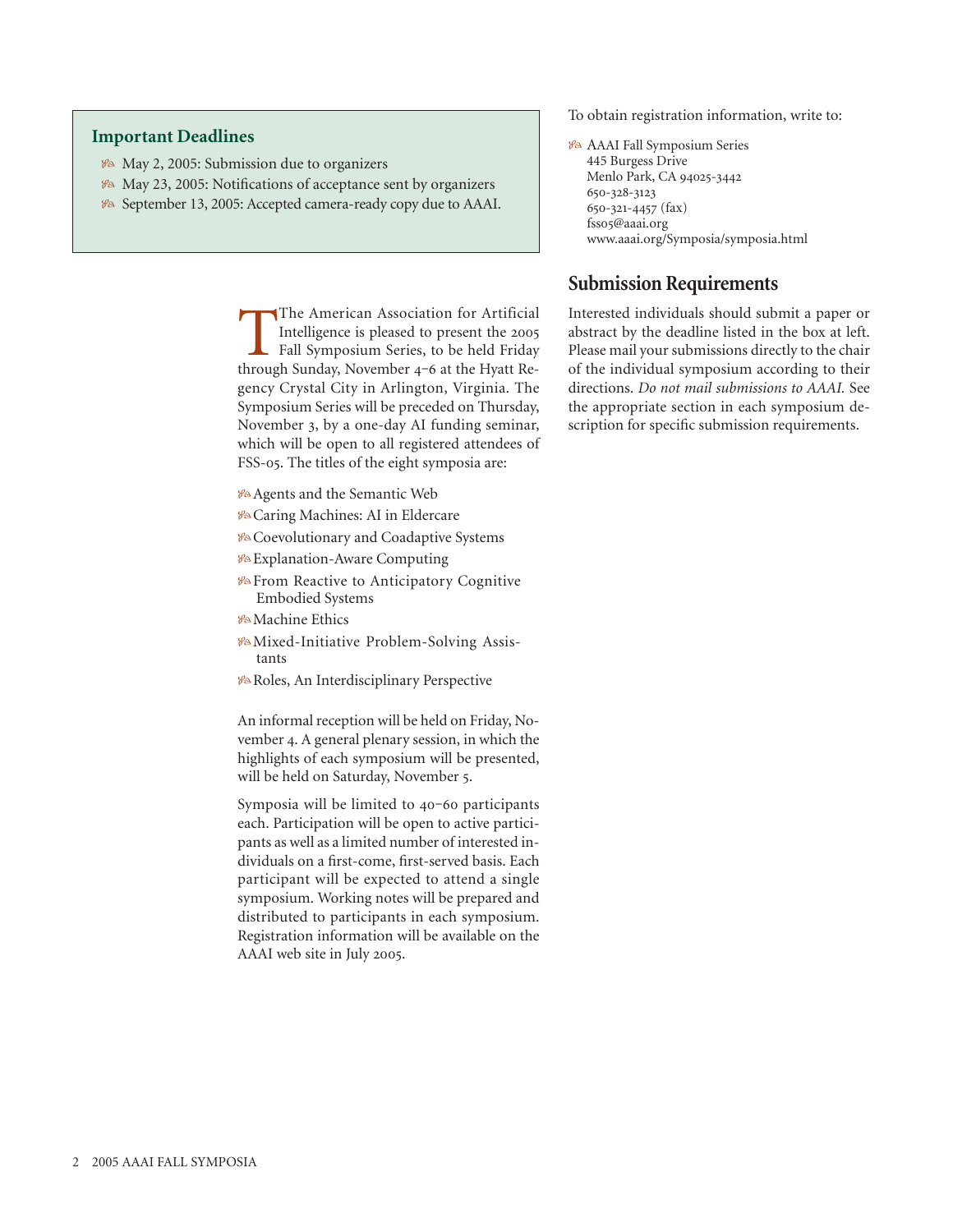## Important Deadlines

- May 2, 2005: Submission due to organizers
- May 23, 2005: Notifications of acceptance sent by organizers
- September 13, 2005: Accepted camera-ready copy due to AAAI.

The American Association for Artificial Intelligence is pleased to present the 2005 Fall Symposium Series, to be held Friday through Sunday, November 4–6 at the Hyatt Regency Crystal City in Arlington, Virginia. The Symposium Series will be preceded on Thursday, November 3, by a one-day AI funding seminar, which will be open to all registered attendees of FSS-05. The titles of the eight symposia are:

- Agents and the Semantic Web
- Caring Machines: AI in Eldercare
- Coevolutionary and Coadaptive Systems
- Explanation-Aware Computing
- From Reactive to Anticipatory Cognitive Embodied Systems
- Machine Ethics
- Mixed-Initiative Problem-Solving Assistants
- Roles, An Interdisciplinary Perspective

An informal reception will be held on Friday, November 4. A general plenary session, in which the highlights of each symposium will be presented, will be held on Saturday, November 5.

Symposia will be limited to 40–60 participants each. Participation will be open to active participants as well as a limited number of interested individuals on a first-come, first-served basis. Each participant will be expected to attend a single symposium. Working notes will be prepared and distributed to participants in each symposium. Registration information will be available on the AAAI web site in July 2005.

To obtain registration information, write to:

- AAAI Fall Symposium Series
  445 Burgess Drive
  Menlo Park, CA 94025-3442
  650-328-3123
  650-321-4457 (fax)
  fss05@aaai.org
  www.aaai.org/Symposia/symposia.html

## Submission Requirements

Interested individuals should submit a paper or abstract by the deadline listed in the box at left. Please mail your submissions directly to the chair of the individual symposium according to their directions. *Do not mail submissions to AAAI.* See the appropriate section in each symposium description for specific submission requirements.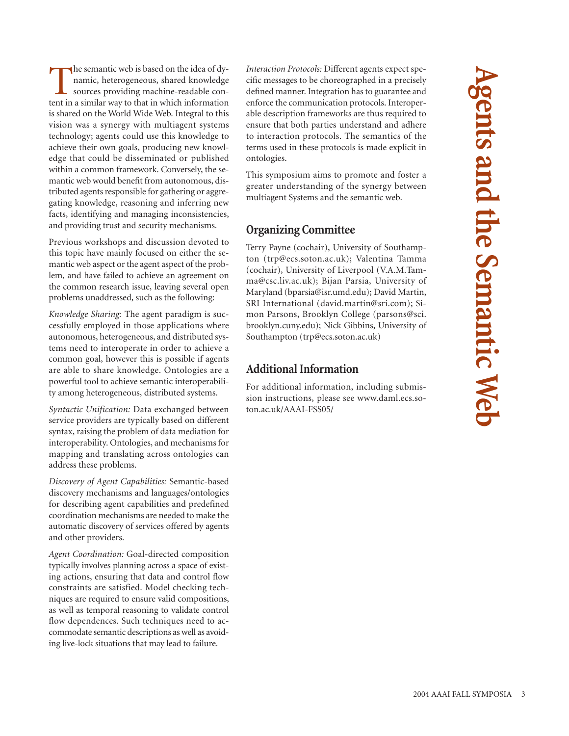# Agents and the Semantic Web

The semantic web is based on the idea of dynamic, heterogeneous, shared knowledge sources providing machine-readable content in a similar way to that in which information is shared on the World Wide Web. Integral to this vision was a synergy with multiagent systems technology; agents could use this knowledge to achieve their own goals, producing new knowledge that could be disseminated or published within a common framework. Conversely, the semantic web would benefit from autonomous, distributed agents responsible for gathering or aggregating knowledge, reasoning and inferring new facts, identifying and managing inconsistencies, and providing trust and security mechanisms.

Previous workshops and discussion devoted to this topic have mainly focused on either the semantic web aspect or the agent aspect of the problem, and have failed to achieve an agreement on the common research issue, leaving several open problems unaddressed, such as the following:

*Knowledge Sharing:* The agent paradigm is successfully employed in those applications where autonomous, heterogeneous, and distributed systems need to interoperate in order to achieve a common goal, however this is possible if agents are able to share knowledge. Ontologies are a powerful tool to achieve semantic interoperability among heterogeneous, distributed systems.

*Syntactic Unification:* Data exchanged between service providers are typically based on different syntax, raising the problem of data mediation for interoperability. Ontologies, and mechanisms for mapping and translating across ontologies can address these problems.

*Discovery of Agent Capabilities:* Semantic-based discovery mechanisms and languages/ontologies for describing agent capabilities and predefined coordination mechanisms are needed to make the automatic discovery of services offered by agents and other providers.

*Agent Coordination:* Goal-directed composition typically involves planning across a space of existing actions, ensuring that data and control flow constraints are satisfied. Model checking techniques are required to ensure valid compositions, as well as temporal reasoning to validate control flow dependences. Such techniques need to accommodate semantic descriptions as well as avoiding live-lock situations that may lead to failure.

*Interaction Protocols:* Different agents expect specific messages to be choreographed in a precisely defined manner. Integration has to guarantee and enforce the communication protocols. Interoperable description frameworks are thus required to ensure that both parties understand and adhere to interaction protocols. The semantics of the terms used in these protocols is made explicit in ontologies.

This symposium aims to promote and foster a greater understanding of the synergy between multiagent Systems and the semantic web.

## Organizing Committee

Terry Payne (cochair), University of Southampton (trp@ecs.soton.ac.uk); Valentina Tamma (cochair), University of Liverpool (V.A.M.Tamma@csc.liv.ac.uk); Bijan Parsia, University of Maryland (bparsia@isr.umd.edu); David Martin, SRI International (david.martin@sri.com); Simon Parsons, Brooklyn College (parsons@sci.brooklyn.cuny.edu); Nick Gibbins, University of Southampton (trp@ecs.soton.ac.uk)

## Additional Information

For additional information, including submission instructions, please see www.daml.ecs.soton.ac.uk/AAAI-FSS05/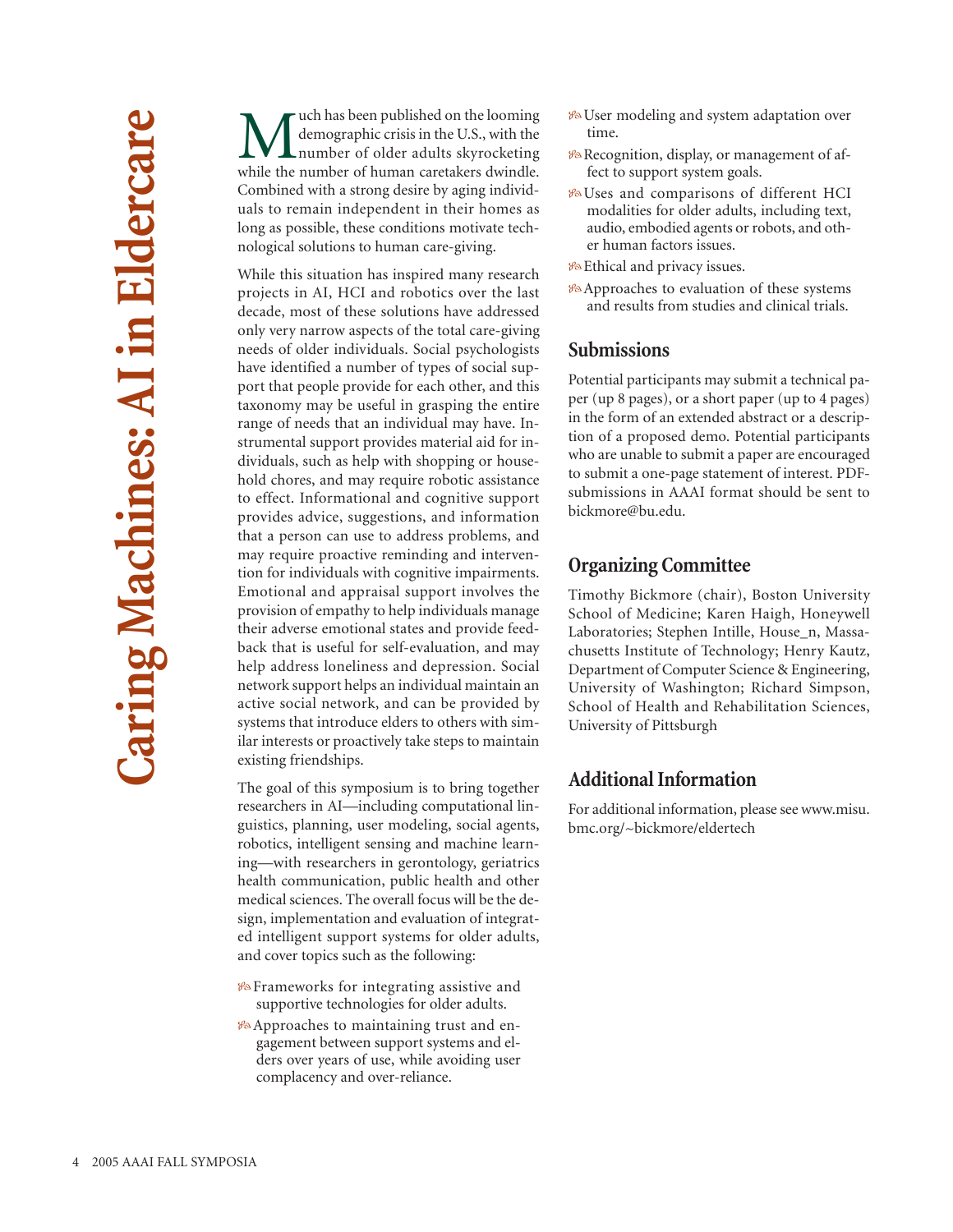# Caring Machines: AI in Eldercare

Much has been published on the looming demographic crisis in the U.S., with the number of older adults skyrocketing while the number of human caretakers dwindle. Combined with a strong desire by aging individuals to remain independent in their homes as long as possible, these conditions motivate technological solutions to human care-giving.

While this situation has inspired many research projects in AI, HCI and robotics over the last decade, most of these solutions have addressed only very narrow aspects of the total care-giving needs of older individuals. Social psychologists have identified a number of types of social support that people provide for each other, and this taxonomy may be useful in grasping the entire range of needs that an individual may have. Instrumental support provides material aid for individuals, such as help with shopping or household chores, and may require robotic assistance to effect. Informational and cognitive support provides advice, suggestions, and information that a person can use to address problems, and may require proactive reminding and intervention for individuals with cognitive impairments. Emotional and appraisal support involves the provision of empathy to help individuals manage their adverse emotional states and provide feedback that is useful for self-evaluation, and may help address loneliness and depression. Social network support helps an individual maintain an active social network, and can be provided by systems that introduce elders to others with similar interests or proactively take steps to maintain existing friendships.

The goal of this symposium is to bring together researchers in AI—including computational linguistics, planning, user modeling, social agents, robotics, intelligent sensing and machine learning—with researchers in gerontology, geriatrics health communication, public health and other medical sciences. The overall focus will be the design, implementation and evaluation of integrated intelligent support systems for older adults, and cover topics such as the following:

- Frameworks for integrating assistive and supportive technologies for older adults.
- Approaches to maintaining trust and engagement between support systems and elders over years of use, while avoiding user complacency and over-reliance.
- User modeling and system adaptation over time.
- Recognition, display, or management of affect to support system goals.
- Uses and comparisons of different HCI modalities for older adults, including text, audio, embodied agents or robots, and other human factors issues.
- Ethical and privacy issues.
- Approaches to evaluation of these systems and results from studies and clinical trials.

## Submissions

Potential participants may submit a technical paper (up 8 pages), or a short paper (up to 4 pages) in the form of an extended abstract or a description of a proposed demo. Potential participants who are unable to submit a paper are encouraged to submit a one-page statement of interest. PDF-submissions in AAAI format should be sent to bickmore@bu.edu.

## Organizing Committee

Timothy Bickmore (chair), Boston University School of Medicine; Karen Haigh, Honeywell Laboratories; Stephen Intille, House_n, Massachusetts Institute of Technology; Henry Kautz, Department of Computer Science & Engineering, University of Washington; Richard Simpson, School of Health and Rehabilitation Sciences, University of Pittsburgh

## Additional Information

For additional information, please see www.misu.bmc.org/~bickmore/eldertech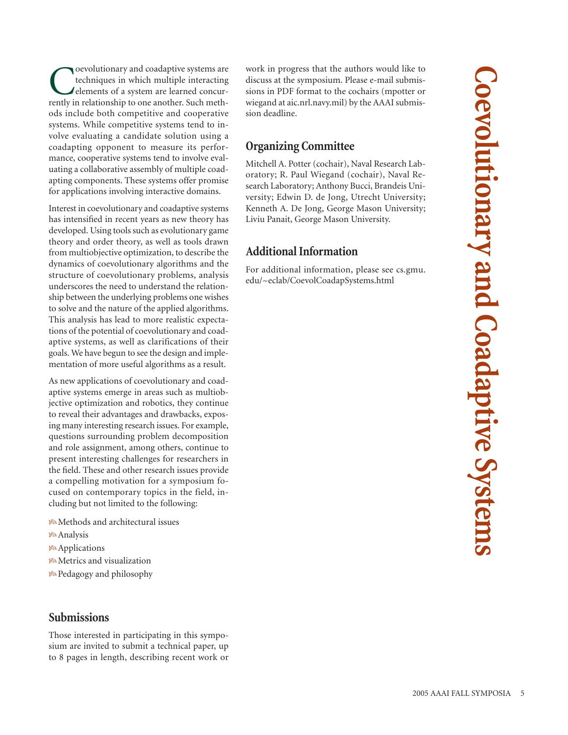# Coevolutionary and Coadaptive Systems

Coevolutionary and coadaptive systems are techniques in which multiple interacting elements of a system are learned concurrently in relationship to one another. Such methods include both competitive and cooperative systems. While competitive systems tend to involve evaluating a candidate solution using a coadapting opponent to measure its performance, cooperative systems tend to involve evaluating a collaborative assembly of multiple coadapting components. These systems offer promise for applications involving interactive domains.

Interest in coevolutionary and coadaptive systems has intensified in recent years as new theory has developed. Using tools such as evolutionary game theory and order theory, as well as tools drawn from multiobjective optimization, to describe the dynamics of coevolutionary algorithms and the structure of coevolutionary problems, analysis underscores the need to understand the relationship between the underlying problems one wishes to solve and the nature of the applied algorithms. This analysis has lead to more realistic expectations of the potential of coevolutionary and coadaptive systems, as well as clarifications of their goals. We have begun to see the design and implementation of more useful algorithms as a result.

As new applications of coevolutionary and coadaptive systems emerge in areas such as multiobjective optimization and robotics, they continue to reveal their advantages and drawbacks, exposing many interesting research issues. For example, questions surrounding problem decomposition and role assignment, among others, continue to present interesting challenges for researchers in the field. These and other research issues provide a compelling motivation for a symposium focused on contemporary topics in the field, including but not limited to the following:

- Methods and architectural issues
- Analysis
- Applications
- Metrics and visualization
- Pedagogy and philosophy

## Submissions

Those interested in participating in this symposium are invited to submit a technical paper, up to 8 pages in length, describing recent work or work in progress that the authors would like to discuss at the symposium. Please e-mail submissions in PDF format to the cochairs (mpotter or wiegand at aic.nrl.navy.mil) by the AAAI submission deadline.

## Organizing Committee

Mitchell A. Potter (cochair), Naval Research Laboratory; R. Paul Wiegand (cochair), Naval Research Laboratory; Anthony Bucci, Brandeis University; Edwin D. de Jong, Utrecht University; Kenneth A. De Jong, George Mason University; Liviu Panait, George Mason University.

## Additional Information

For additional information, please see cs.gmu.edu/~eclab/CoevolCoadapSystems.html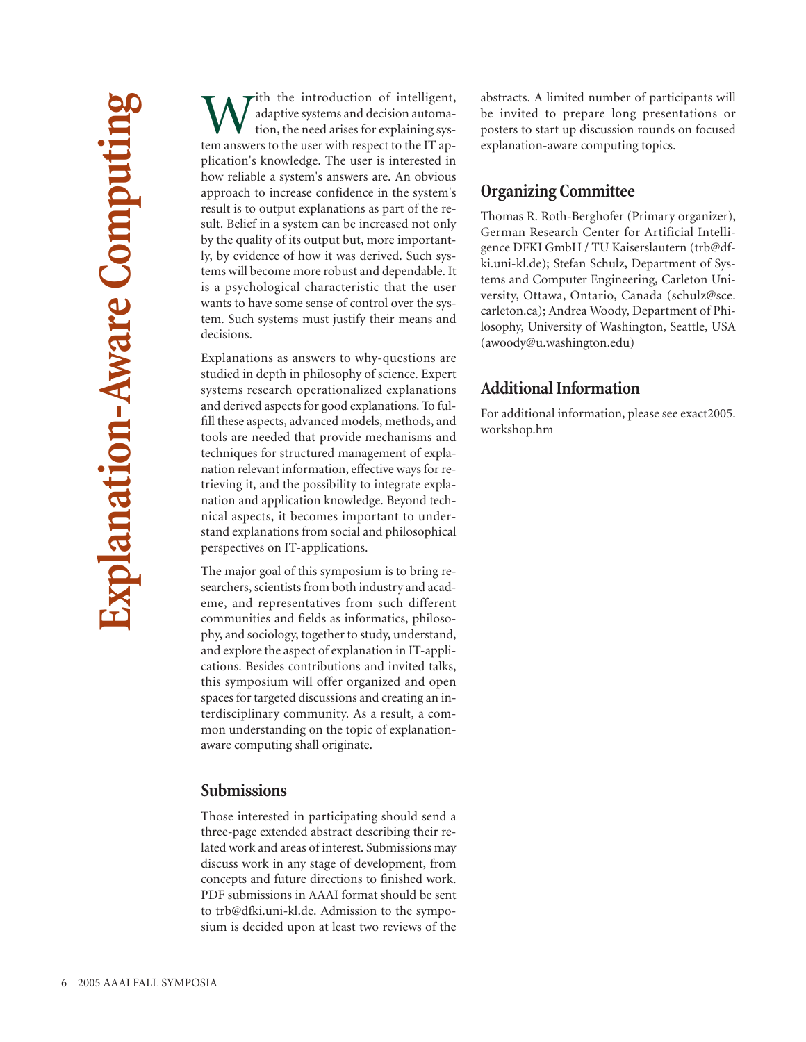# Explanation-Aware Computing

With the introduction of intelligent, adaptive systems and decision automation, the need arises for explaining system answers to the user with respect to the IT application's knowledge. The user is interested in how reliable a system's answers are. An obvious approach to increase confidence in the system's result is to output explanations as part of the result. Belief in a system can be increased not only by the quality of its output but, more importantly, by evidence of how it was derived. Such systems will become more robust and dependable. It is a psychological characteristic that the user wants to have some sense of control over the system. Such systems must justify their means and decisions.

Explanations as answers to why-questions are studied in depth in philosophy of science. Expert systems research operationalized explanations and derived aspects for good explanations. To fulfill these aspects, advanced models, methods, and tools are needed that provide mechanisms and techniques for structured management of explanation relevant information, effective ways for retrieving it, and the possibility to integrate explanation and application knowledge. Beyond technical aspects, it becomes important to understand explanations from social and philosophical perspectives on IT-applications.

The major goal of this symposium is to bring researchers, scientists from both industry and academe, and representatives from such different communities and fields as informatics, philosophy, and sociology, together to study, understand, and explore the aspect of explanation in IT-applications. Besides contributions and invited talks, this symposium will offer organized and open spaces for targeted discussions and creating an interdisciplinary community. As a result, a common understanding on the topic of explanation-aware computing shall originate.

## Submissions

Those interested in participating should send a three-page extended abstract describing their related work and areas of interest. Submissions may discuss work in any stage of development, from concepts and future directions to finished work. PDF submissions in AAAI format should be sent to trb@dfki.uni-kl.de. Admission to the symposium is decided upon at least two reviews of the abstracts. A limited number of participants will be invited to prepare long presentations or posters to start up discussion rounds on focused explanation-aware computing topics.

## Organizing Committee

Thomas R. Roth-Berghofer (Primary organizer), German Research Center for Artificial Intelligence DFKI GmbH / TU Kaiserslautern (trb@dfki.uni-kl.de); Stefan Schulz, Department of Systems and Computer Engineering, Carleton University, Ottawa, Ontario, Canada (schulz@sce.carleton.ca); Andrea Woody, Department of Philosophy, University of Washington, Seattle, USA (awoody@u.washington.edu)

## Additional Information

For additional information, please see exact2005.workshop.hm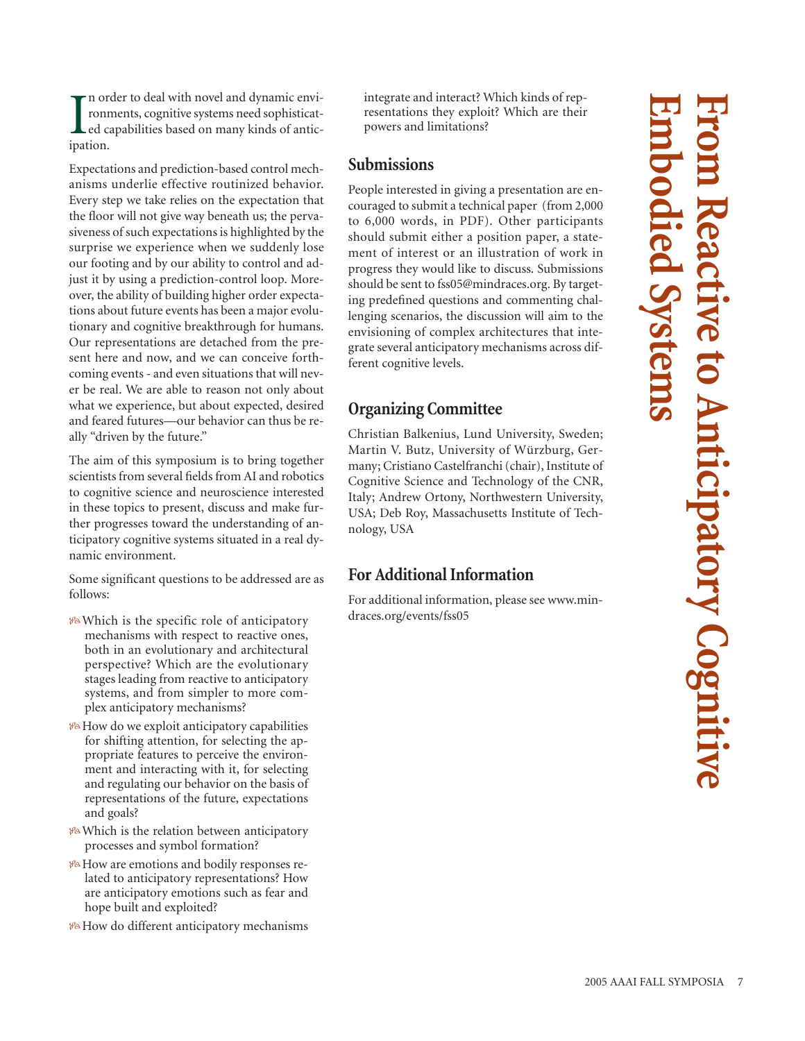# From Reactive to Anticipatory Cognitive Embodied Systems

In order to deal with novel and dynamic environments, cognitive systems need sophisticated capabilities based on many kinds of anticipation.

Expectations and prediction-based control mechanisms underlie effective routinized behavior. Every step we take relies on the expectation that the floor will not give way beneath us; the pervasiveness of such expectations is highlighted by the surprise we experience when we suddenly lose our footing and by our ability to control and adjust it by using a prediction-control loop. Moreover, the ability of building higher order expectations about future events has been a major evolutionary and cognitive breakthrough for humans. Our representations are detached from the present here and now, and we can conceive forthcoming events - and even situations that will never be real. We are able to reason not only about what we experience, but about expected, desired and feared futures—our behavior can thus be really "driven by the future."

The aim of this symposium is to bring together scientists from several fields from AI and robotics to cognitive science and neuroscience interested in these topics to present, discuss and make further progresses toward the understanding of anticipatory cognitive systems situated in a real dynamic environment.

Some significant questions to be addressed are as follows:

- Which is the specific role of anticipatory mechanisms with respect to reactive ones, both in an evolutionary and architectural perspective? Which are the evolutionary stages leading from reactive to anticipatory systems, and from simpler to more complex anticipatory mechanisms?
- How do we exploit anticipatory capabilities for shifting attention, for selecting the appropriate features to perceive the environment and interacting with it, for selecting and regulating our behavior on the basis of representations of the future, expectations and goals?
- Which is the relation between anticipatory processes and symbol formation?
- How are emotions and bodily responses related to anticipatory representations? How are anticipatory emotions such as fear and hope built and exploited?
- How do different anticipatory mechanisms integrate and interact? Which kinds of representations they exploit? Which are their powers and limitations?

## Submissions

People interested in giving a presentation are encouraged to submit a technical paper (from 2,000 to 6,000 words, in PDF). Other participants should submit either a position paper, a statement of interest or an illustration of work in progress they would like to discuss. Submissions should be sent to fss05@mindraces.org. By targeting predefined questions and commenting challenging scenarios, the discussion will aim to the envisioning of complex architectures that integrate several anticipatory mechanisms across different cognitive levels.

## Organizing Committee

Christian Balkenius, Lund University, Sweden; Martin V. Butz, University of Würzburg, Germany; Cristiano Castelfranchi (chair), Institute of Cognitive Science and Technology of the CNR, Italy; Andrew Ortony, Northwestern University, USA; Deb Roy, Massachusetts Institute of Technology, USA

## For Additional Information

For additional information, please see www.mindraces.org/events/fss05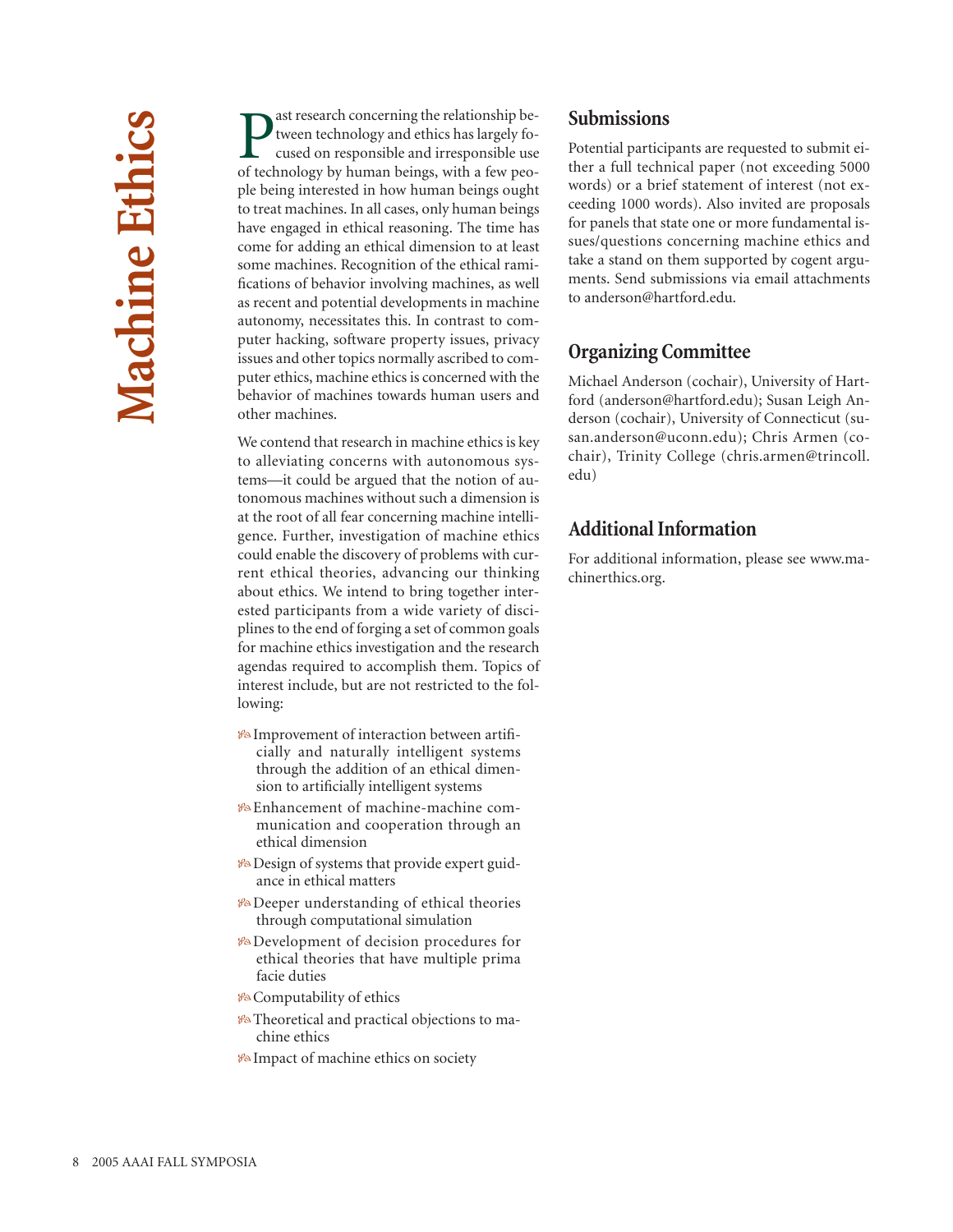# Machine Ethics

Past research concerning the relationship between technology and ethics has largely focused on responsible and irresponsible use of technology by human beings, with a few people being interested in how human beings ought to treat machines. In all cases, only human beings have engaged in ethical reasoning. The time has come for adding an ethical dimension to at least some machines. Recognition of the ethical ramifications of behavior involving machines, as well as recent and potential developments in machine autonomy, necessitates this. In contrast to computer hacking, software property issues, privacy issues and other topics normally ascribed to computer ethics, machine ethics is concerned with the behavior of machines towards human users and other machines.

We contend that research in machine ethics is key to alleviating concerns with autonomous systems—it could be argued that the notion of autonomous machines without such a dimension is at the root of all fear concerning machine intelligence. Further, investigation of machine ethics could enable the discovery of problems with current ethical theories, advancing our thinking about ethics. We intend to bring together interested participants from a wide variety of disciplines to the end of forging a set of common goals for machine ethics investigation and the research agendas required to accomplish them. Topics of interest include, but are not restricted to the following:

- Improvement of interaction between artificially and naturally intelligent systems through the addition of an ethical dimension to artificially intelligent systems
- Enhancement of machine-machine communication and cooperation through an ethical dimension
- Design of systems that provide expert guidance in ethical matters
- Deeper understanding of ethical theories through computational simulation
- Development of decision procedures for ethical theories that have multiple prima facie duties
- Computability of ethics
- Theoretical and practical objections to machine ethics
- Impact of machine ethics on society

## Submissions

Potential participants are requested to submit either a full technical paper (not exceeding 5000 words) or a brief statement of interest (not exceeding 1000 words). Also invited are proposals for panels that state one or more fundamental issues/questions concerning machine ethics and take a stand on them supported by cogent arguments. Send submissions via email attachments to anderson@hartford.edu.

## Organizing Committee

Michael Anderson (cochair), University of Hartford (anderson@hartford.edu); Susan Leigh Anderson (cochair), University of Connecticut (susan.anderson@uconn.edu); Chris Armen (cochair), Trinity College (chris.armen@trincoll.edu)

## Additional Information

For additional information, please see www.machinerthics.org.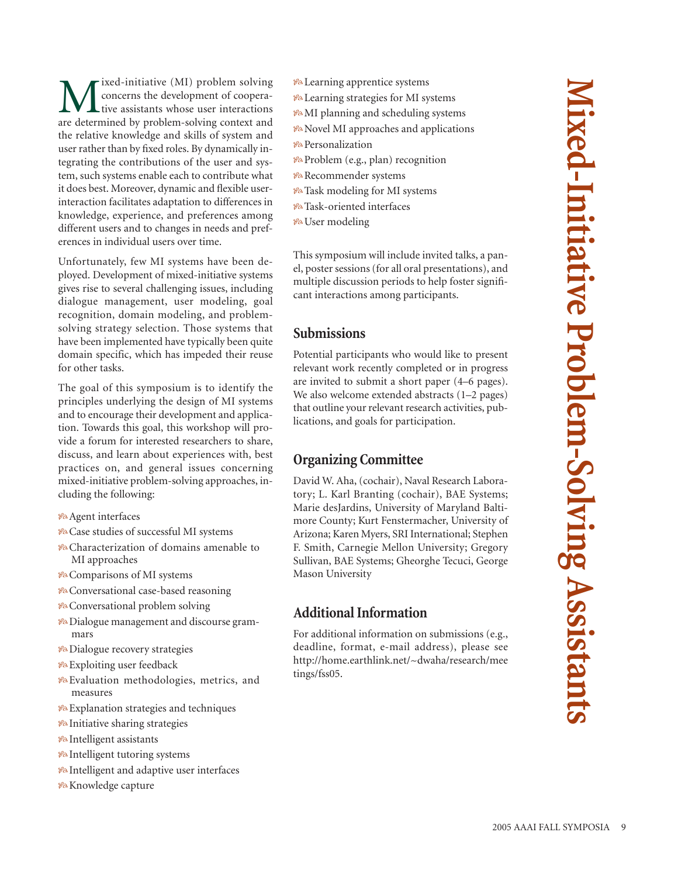# Mixed-Initiative Problem-Solving Assistants

Mixed-initiative (MI) problem solving concerns the development of cooperative assistants whose user interactions are determined by problem-solving context and the relative knowledge and skills of system and user rather than by fixed roles. By dynamically integrating the contributions of the user and system, such systems enable each to contribute what it does best. Moreover, dynamic and flexible user-interaction facilitates adaptation to differences in knowledge, experience, and preferences among different users and to changes in needs and preferences in individual users over time.

Unfortunately, few MI systems have been deployed. Development of mixed-initiative systems gives rise to several challenging issues, including dialogue management, user modeling, goal recognition, domain modeling, and problem-solving strategy selection. Those systems that have been implemented have typically been quite domain specific, which has impeded their reuse for other tasks.

The goal of this symposium is to identify the principles underlying the design of MI systems and to encourage their development and application. Towards this goal, this workshop will provide a forum for interested researchers to share, discuss, and learn about experiences with, best practices on, and general issues concerning mixed-initiative problem-solving approaches, including the following:

- Agent interfaces
- Case studies of successful MI systems
- Characterization of domains amenable to MI approaches
- Comparisons of MI systems
- Conversational case-based reasoning
- Conversational problem solving
- Dialogue management and discourse grammars
- Dialogue recovery strategies
- Exploiting user feedback
- Evaluation methodologies, metrics, and measures
- Explanation strategies and techniques
- Initiative sharing strategies
- Intelligent assistants
- Intelligent tutoring systems
- Intelligent and adaptive user interfaces
- Knowledge capture
- Learning apprentice systems
- Learning strategies for MI systems
- MI planning and scheduling systems
- Novel MI approaches and applications
- Personalization
- Problem (e.g., plan) recognition
- Recommender systems
- Task modeling for MI systems
- Task-oriented interfaces
- User modeling

This symposium will include invited talks, a panel, poster sessions (for all oral presentations), and multiple discussion periods to help foster significant interactions among participants.

## Submissions

Potential participants who would like to present relevant work recently completed or in progress are invited to submit a short paper (4–6 pages). We also welcome extended abstracts (1–2 pages) that outline your relevant research activities, publications, and goals for participation.

## Organizing Committee

David W. Aha, (cochair), Naval Research Laboratory; L. Karl Branting (cochair), BAE Systems; Marie desJardins, University of Maryland Baltimore County; Kurt Fenstermacher, University of Arizona; Karen Myers, SRI International; Stephen F. Smith, Carnegie Mellon University; Gregory Sullivan, BAE Systems; Gheorghe Tecuci, George Mason University

## Additional Information

For additional information on submissions (e.g., deadline, format, e-mail address), please see http://home.earthlink.net/~dwaha/research/meetings/fss05.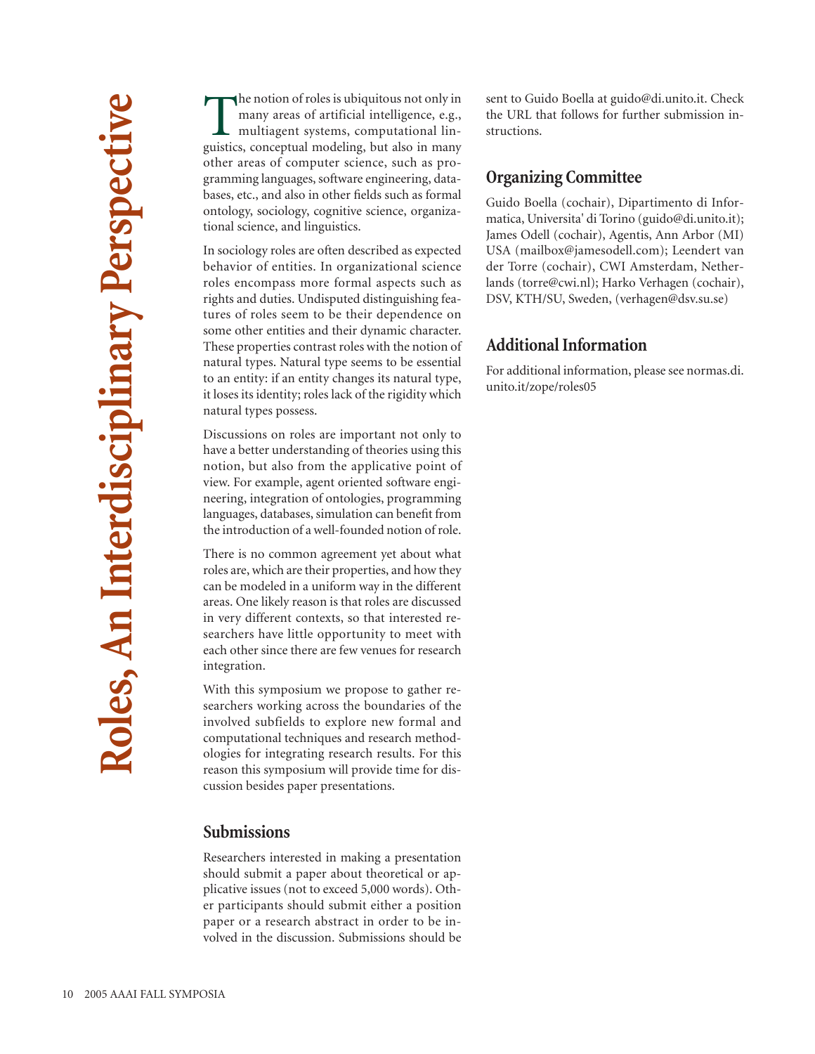# Roles, An Interdisciplinary Perspective

The notion of roles is ubiquitous not only in many areas of artificial intelligence, e.g., multiagent systems, computational linguistics, conceptual modeling, but also in many other areas of computer science, such as programming languages, software engineering, databases, etc., and also in other fields such as formal ontology, sociology, cognitive science, organizational science, and linguistics.

In sociology roles are often described as expected behavior of entities. In organizational science roles encompass more formal aspects such as rights and duties. Undisputed distinguishing features of roles seem to be their dependence on some other entities and their dynamic character. These properties contrast roles with the notion of natural types. Natural type seems to be essential to an entity: if an entity changes its natural type, it loses its identity; roles lack of the rigidity which natural types possess.

Discussions on roles are important not only to have a better understanding of theories using this notion, but also from the applicative point of view. For example, agent oriented software engineering, integration of ontologies, programming languages, databases, simulation can benefit from the introduction of a well-founded notion of role.

There is no common agreement yet about what roles are, which are their properties, and how they can be modeled in a uniform way in the different areas. One likely reason is that roles are discussed in very different contexts, so that interested researchers have little opportunity to meet with each other since there are few venues for research integration.

With this symposium we propose to gather researchers working across the boundaries of the involved subfields to explore new formal and computational techniques and research methodologies for integrating research results. For this reason this symposium will provide time for discussion besides paper presentations.

## Submissions

Researchers interested in making a presentation should submit a paper about theoretical or applicative issues (not to exceed 5,000 words). Other participants should submit either a position paper or a research abstract in order to be involved in the discussion. Submissions should be sent to Guido Boella at guido@di.unito.it. Check the URL that follows for further submission instructions.

## Organizing Committee

Guido Boella (cochair), Dipartimento di Informatica, Universita' di Torino (guido@di.unito.it); James Odell (cochair), Agentis, Ann Arbor (MI) USA (mailbox@jamesodell.com); Leendert van der Torre (cochair), CWI Amsterdam, Netherlands (torre@cwi.nl); Harko Verhagen (cochair), DSV, KTH/SU, Sweden, (verhagen@dsv.su.se)

## Additional Information

For additional information, please see normas.di.unito.it/zope/roles05